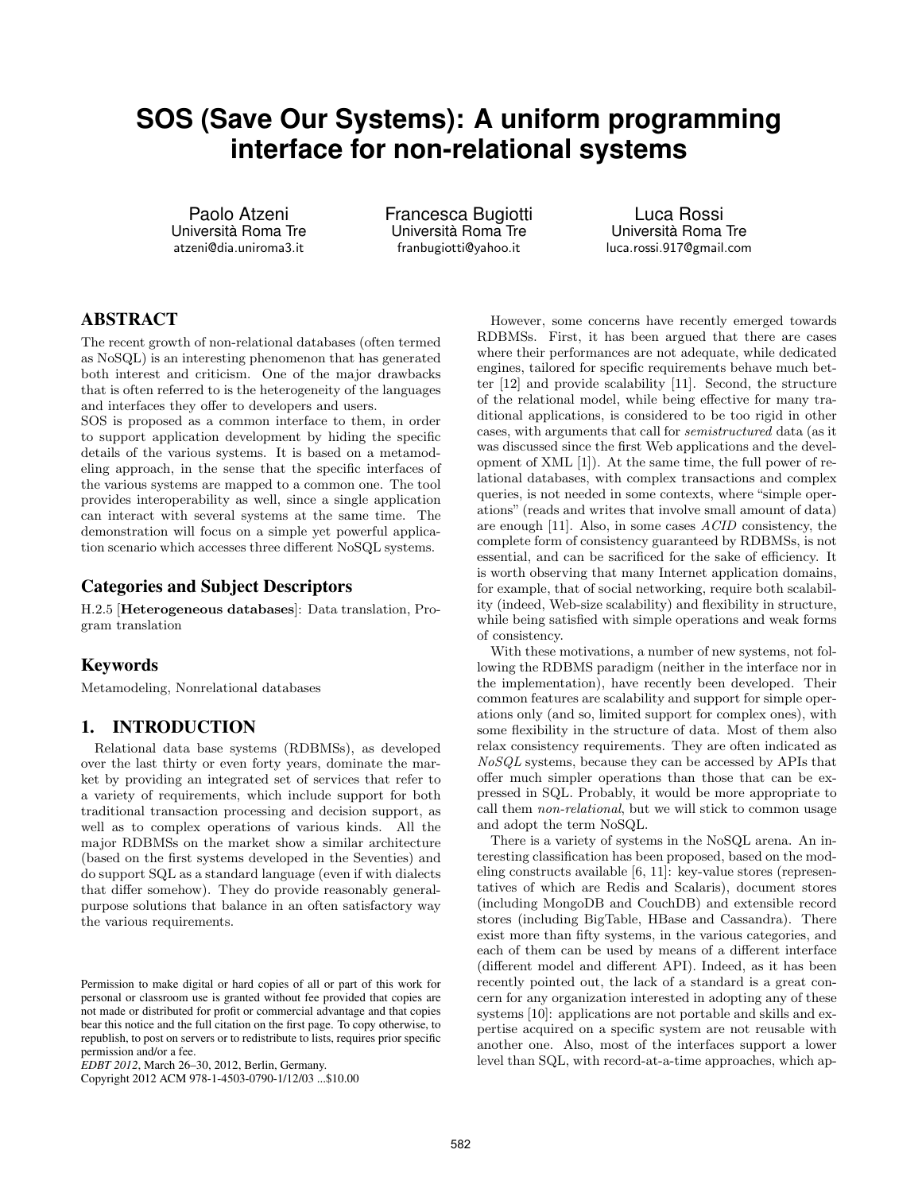# SOS (Save Our Systems): A uniform programming interface for non-relational systems

Paolo Atzeni
Università Roma Tre
atzeni@dia.uniroma3.it

Francesca Bugiotti
Università Roma Tre
franbugiotti@yahoo.it

Luca Rossi
Università Roma Tre
luca.rossi.917@gmail.com

## ABSTRACT

The recent growth of non-relational databases (often termed as NoSQL) is an interesting phenomenon that has generated both interest and criticism. One of the major drawbacks that is often referred to is the heterogeneity of the languages and interfaces they offer to developers and users.

SOS is proposed as a common interface to them, in order to support application development by hiding the specific details of the various systems. It is based on a metamodeling approach, in the sense that the specific interfaces of the various systems are mapped to a common one. The tool provides interoperability as well, since a single application can interact with several systems at the same time. The demonstration will focus on a simple yet powerful application scenario which accesses three different NoSQL systems.

## Categories and Subject Descriptors

H.2.5 [**Heterogeneous databases**]: Data translation, Program translation

## Keywords

Metamodeling, Nonrelational databases

## 1. INTRODUCTION

Relational data base systems (RDBMSs), as developed over the last thirty or even forty years, dominate the market by providing an integrated set of services that refer to a variety of requirements, which include support for both traditional transaction processing and decision support, as well as to complex operations of various kinds. All the major RDBMSs on the market show a similar architecture (based on the first systems developed in the Seventies) and do support SQL as a standard language (even if with dialects that differ somehow). They do provide reasonably general-purpose solutions that balance in an often satisfactory way the various requirements.

Permission to make digital or hard copies of all or part of this work for personal or classroom use is granted without fee provided that copies are not made or distributed for profit or commercial advantage and that copies bear this notice and the full citation on the first page. To copy otherwise, to republish, to post on servers or to redistribute to lists, requires prior specific permission and/or a fee.
*EDBT 2012*, March 26–30, 2012, Berlin, Germany.
Copyright 2012 ACM 978-1-4503-0790-1/12/03 ...$10.00

However, some concerns have recently emerged towards RDBMSs. First, it has been argued that there are cases where their performances are not adequate, while dedicated engines, tailored for specific requirements behave much better [12] and provide scalability [11]. Second, the structure of the relational model, while being effective for many traditional applications, is considered to be too rigid in other cases, with arguments that call for *semistructured* data (as it was discussed since the first Web applications and the development of XML [1]). At the same time, the full power of relational databases, with complex transactions and complex queries, is not needed in some contexts, where "simple operations" (reads and writes that involve small amount of data) are enough [11]. Also, in some cases *ACID* consistency, the complete form of consistency guaranteed by RDBMSs, is not essential, and can be sacrificed for the sake of efficiency. It is worth observing that many Internet application domains, for example, that of social networking, require both scalability (indeed, Web-size scalability) and flexibility in structure, while being satisfied with simple operations and weak forms of consistency.

With these motivations, a number of new systems, not following the RDBMS paradigm (neither in the interface nor in the implementation), have recently been developed. Their common features are scalability and support for simple operations only (and so, limited support for complex ones), with some flexibility in the structure of data. Most of them also relax consistency requirements. They are often indicated as *NoSQL* systems, because they can be accessed by APIs that offer much simpler operations than those that can be expressed in SQL. Probably, it would be more appropriate to call them *non-relational*, but we will stick to common usage and adopt the term NoSQL.

There is a variety of systems in the NoSQL arena. An interesting classification has been proposed, based on the modeling constructs available [6, 11]: key-value stores (representatives of which are Redis and Scalaris), document stores (including MongoDB and CouchDB) and extensible record stores (including BigTable, HBase and Cassandra). There exist more than fifty systems, in the various categories, and each of them can be used by means of a different interface (different model and different API). Indeed, as it has been recently pointed out, the lack of a standard is a great concern for any organization interested in adopting any of these systems [10]: applications are not portable and skills and expertise acquired on a specific system are not reusable with another one. Also, most of the interfaces support a lower level than SQL, with record-at-a-time approaches, which ap-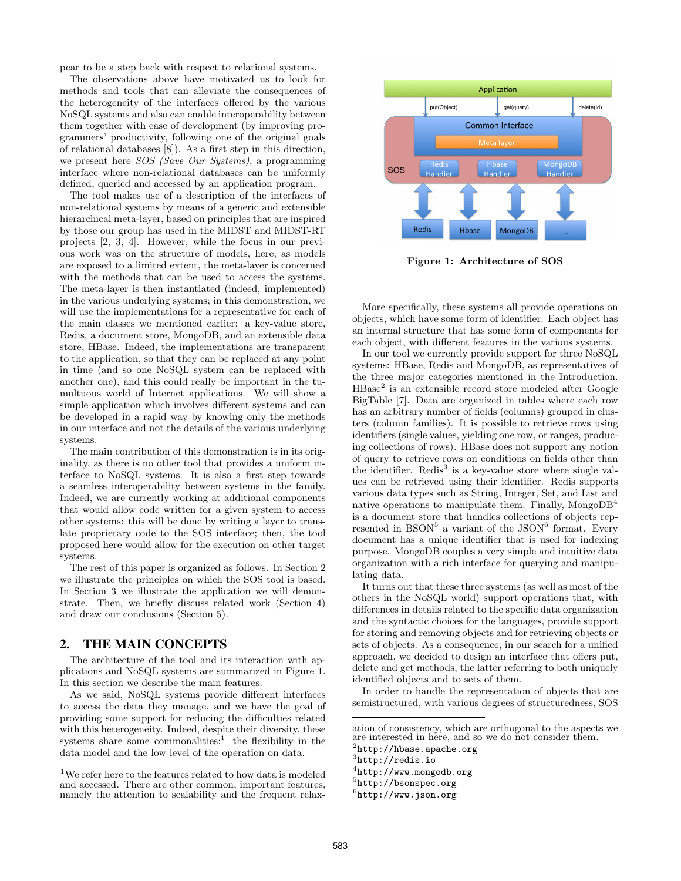pear to be a step back with respect to relational systems.

The observations above have motivated us to look for methods and tools that can alleviate the consequences of the heterogeneity of the interfaces offered by the various NoSQL systems and also can enable interoperability between them together with ease of development (by improving programmers' productivity, following one of the original goals of relational databases [8]). As a first step in this direction, we present here *SOS (Save Our Systems)*, a programming interface where non-relational databases can be uniformly defined, queried and accessed by an application program.

The tool makes use of a description of the interfaces of non-relational systems by means of a generic and extensible hierarchical meta-layer, based on principles that are inspired by those our group has used in the MIDST and MIDST-RT projects [2, 3, 4]. However, while the focus in our previous work was on the structure of models, here, as models are exposed to a limited extent, the meta-layer is concerned with the methods that can be used to access the systems. The meta-layer is then instantiated (indeed, implemented) in the various underlying systems; in this demonstration, we will use the implementations for a representative for each of the main classes we mentioned earlier: a key-value store, Redis, a document store, MongoDB, and an extensible data store, HBase. Indeed, the implementations are transparent to the application, so that they can be replaced at any point in time (and so one NoSQL system can be replaced with another one), and this could really be important in the tumultuous world of Internet applications. We will show a simple application which involves different systems and can be developed in a rapid way by knowing only the methods in our interface and not the details of the various underlying systems.

The main contribution of this demonstration is in its originality, as there is no other tool that provides a uniform interface to NoSQL systems. It is also a first step towards a seamless interoperability between systems in the family. Indeed, we are currently working at additional components that would allow code written for a given system to access other systems: this will be done by writing a layer to translate proprietary code to the SOS interface; then, the tool proposed here would allow for the execution on other target systems.

The rest of this paper is organized as follows. In Section 2 we illustrate the principles on which the SOS tool is based. In Section 3 we illustrate the application we will demonstrate. Then, we briefly discuss related work (Section 4) and draw our conclusions (Section 5).

## 2. THE MAIN CONCEPTS

The architecture of the tool and its interaction with applications and NoSQL systems are summarized in Figure 1. In this section we describe the main features.

As we said, NoSQL systems provide different interfaces to access the data they manage, and we have the goal of providing some support for reducing the difficulties related with this heterogeneity. Indeed, despite their diversity, these systems share some commonalities:[1] the flexibility in the data model and the low level of the operation on data.

**Figure 1: Architecture of SOS**

More specifically, these systems all provide operations on objects, which have some form of identifier. Each object has an internal structure that has some form of components for each object, with different features in the various systems.

In our tool we currently provide support for three NoSQL systems: HBase, Redis and MongoDB, as representatives of the three major categories mentioned in the Introduction. HBase[2] is an extensible record store modeled after Google BigTable [7]. Data are organized in tables where each row has an arbitrary number of fields (columns) grouped in clusters (column families). It is possible to retrieve rows using identifiers (single values, yielding one row, or ranges, producing collections of rows). HBase does not support any notion of query to retrieve rows on conditions on fields other than the identifier. Redis[3] is a key-value store where single values can be retrieved using their identifier. Redis supports various data types such as String, Integer, Set, and List and native operations to manipulate them. Finally, MongoDB[4] is a document store that handles collections of objects represented in BSON[5] a variant of the JSON[6] format. Every document has a unique identifier that is used for indexing purpose. MongoDB couples a very simple and intuitive data organization with a rich interface for querying and manipulating data.

It turns out that these three systems (as well as most of the others in the NoSQL world) support operations that, with differences in details related to the specific data organization and the syntactic choices for the languages, provide support for storing and removing objects and for retrieving objects or sets of objects. As a consequence, in our search for a unified approach, we decided to design an interface that offers put, delete and get methods, the latter referring to both uniquely identified objects and to sets of them.

In order to handle the representation of objects that are semistructured, with various degrees of structuredness, SOS

[1] We refer here to the features related to how data is modeled and accessed. There are other common, important features, namely the attention to scalability and the frequent relaxation of consistency, which are orthogonal to the aspects we are interested in here, and so we do not consider them.

[2] http://hbase.apache.org

[3] http://redis.io

[4] http://www.mongodb.org

[5] http://bsonspec.org

[6] http://www.json.org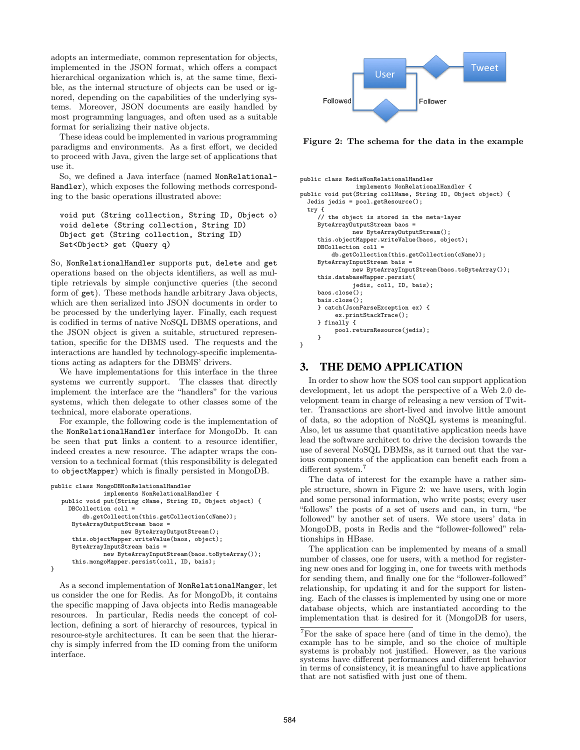adopts an intermediate, common representation for objects, implemented in the JSON format, which offers a compact hierarchical organization which is, at the same time, flexible, as the internal structure of objects can be used or ignored, depending on the capabilities of the underlying systems. Moreover, JSON documents are easily handled by most programming languages, and often used as a suitable format for serializing their native objects.

These ideas could be implemented in various programming paradigms and environments. As a first effort, we decided to proceed with Java, given the large set of applications that use it.

So, we defined a Java interface (named `NonRelationalHandler`), which exposes the following methods corresponding to the basic operations illustrated above:

```
void put (String collection, String ID, Object o)
void delete (String collection, String ID)
Object get (String collection, String ID)
Set<Object> get (Query q)
```

So, `NonRelationalHandler` supports `put`, `delete` and `get` operations based on the objects identifiers, as well as multiple retrievals by simple conjunctive queries (the second form of `get`). These methods handle arbitrary Java objects, which are then serialized into JSON documents in order to be processed by the underlying layer. Finally, each request is codified in terms of native NoSQL DBMS operations, and the JSON object is given a suitable, structured representation, specific for the DBMS used. The requests and the interactions are handled by technology-specific implementations acting as adapters for the DBMS' drivers.

We have implementations for this interface in the three systems we currently support. The classes that directly implement the interface are the "handlers" for the various systems, which then delegate to other classes some of the technical, more elaborate operations.

For example, the following code is the implementation of the `NonRelationalHandler` interface for MongoDb. It can be seen that `put` links a content to a resource identifier, indeed creates a new resource. The adapter wraps the conversion to a technical format (this responsibility is delegated to `objectMapper`) which is finally persisted in MongoDB.

```
public class MongoDBNonRelationalHandler
               implements NonRelationalHandler {
   public void put(String cName, String ID, Object object) {
     DBCollection coll =
         db.getCollection(this.getCollection(cName));
      ByteArrayOutputStream baos =
                    new ByteArrayOutputStream();
      this.objectMapper.writeValue(baos, object);
      ByteArrayInputStream bais =
               new ByteArrayInputStream(baos.toByteArray());
      this.mongoMapper.persist(coll, ID, bais);
}
```

As a second implementation of `NonRelationalManger`, let us consider the one for Redis. As for MongoDb, it contains the specific mapping of Java objects into Redis manageable resources. In particular, Redis needs the concept of collection, defining a sort of hierarchy of resources, typical in resource-style architectures. It can be seen that the hierarchy is simply inferred from the ID coming from the uniform interface.

Figure 2: The schema for the data in the example

```
public class RedisNonRelationalHandler
                implements NonRelationalHandler {
public void put(String collName, String ID, Object object) {
  Jedis jedis = pool.getResource();
  try {
     // the object is stored in the meta-layer
     ByteArrayOutputStream baos =
               new ByteArrayOutputStream();
     this.objectMapper.writeValue(baos, object);
     DBCollection coll =
         db.getCollection(this.getCollection(cName));
     ByteArrayInputStream bais =
               new ByteArrayInputStream(baos.toByteArray());
     this.databaseMapper.persist(
               jedis, coll, ID, bais);
     baos.close();
     bais.close();
     } catch(JsonParseException ex) {
          ex.printStackTrace();
     } finally {
          pool.returnResource(jedis);
     }
}
```

## 3. THE DEMO APPLICATION

In order to show how the SOS tool can support application development, let us adopt the perspective of a Web 2.0 development team in charge of releasing a new version of Twitter. Transactions are short-lived and involve little amount of data, so the adoption of NoSQL systems is meaningful. Also, let us assume that quantitative application needs have lead the software architect to drive the decision towards the use of several NoSQL DBMSs, as it turned out that the various components of the application can benefit each from a different system.[7]

The data of interest for the example have a rather simple structure, shown in Figure 2: we have users, with login and some personal information, who write posts; every user "follows" the posts of a set of users and can, in turn, "be followed" by another set of users. We store users' data in MongoDB, posts in Redis and the "follower-followed" relationships in HBase.

The application can be implemented by means of a small number of classes, one for users, with a method for registering new ones and for logging in, one for tweets with methods for sending them, and finally one for the "follower-followed" relationship, for updating it and for the support for listening. Each of the classes is implemented by using one or more database objects, which are instantiated according to the implementation that is desired for it (MongoDB for users,

[7]For the sake of space here (and of time in the demo), the example has to be simple, and so the choice of multiple systems is probably not justified. However, as the various systems have different performances and different behavior in terms of consistency, it is meaningful to have applications that are not satisfied with just one of them.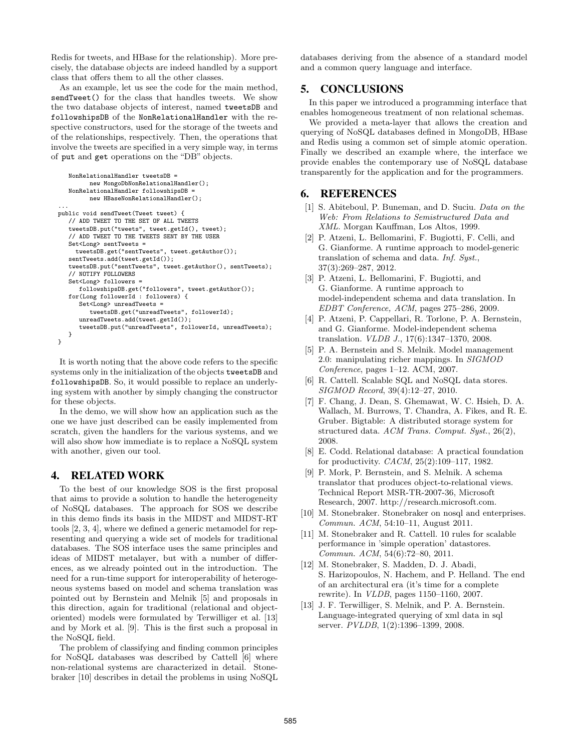Redis for tweets, and HBase for the relationship). More precisely, the database objects are indeed handled by a support class that offers them to all the other classes.

As an example, let us see the code for the main method, `sendTweet()` for the class that handles tweets. We show the two database objects of interest, named `tweetsDB` and `followshipsDB` of the `NonRelationalHandler` with the respective constructors, used for the storage of the tweets and of the relationships, respectively. Then, the operations that involve the tweets are specified in a very simple way, in terms of `put` and `get` operations on the "DB" objects.

```
NonRelationalHandler tweetsDB =
      new MongoDbNonRelationalHandler();
NonRelationalHandler followshipsDB =
      new HBaseNonRelationalHandler();
...
public void sendTweet(Tweet tweet) {
   // ADD TWEET TO THE SET OF ALL TWEETS
   tweetsDB.put("tweets", tweet.getId(), tweet);
   // ADD TWEET TO THE TWEETS SENT BY THE USER
   Set<Long> sentTweets =
     tweetsDB.get("sentTweets", tweet.getAuthor());
   sentTweets.add(tweet.getId());
   tweetsDB.put("sentTweets", tweet.getAuthor(), sentTweets);
   // NOTIFY FOLLOWERS
   Set<Long> followers =
      followshipsDB.get("followers", tweet.getAuthor());
   for(Long followerId : followers) {
      Set<Long> unreadTweets =
         tweetsDB.get("unreadTweets", followerId);
      unreadTweets.add(tweet.getId());
      tweetsDB.put("unreadTweets", followerId, unreadTweets);
   }
}
```

It is worth noting that the above code refers to the specific systems only in the initialization of the objects `tweetsDB` and `followshipsDB`. So, it would possible to replace an underlying system with another by simply changing the constructor for these objects.

In the demo, we will show how an application such as the one we have just described can be easily implemented from scratch, given the handlers for the various systems, and we will also show how immediate is to replace a NoSQL system with another, given our tool.

## 4. RELATED WORK

To the best of our knowledge SOS is the first proposal that aims to provide a solution to handle the heterogeneity of NoSQL databases. The approach for SOS we describe in this demo finds its basis in the MIDST and MIDST-RT tools [2, 3, 4], where we defined a generic metamodel for representing and querying a wide set of models for traditional databases. The SOS interface uses the same principles and ideas of MIDST metalayer, but with a number of differences, as we already pointed out in the introduction. The need for a run-time support for interoperability of heterogeneous systems based on model and schema translation was pointed out by Bernstein and Melnik [5] and proposals in this direction, again for traditional (relational and object-oriented) models were formulated by Terwilliger et al. [13] and by Mork et al. [9]. This is the first such a proposal in the NoSQL field.

The problem of classifying and finding common principles for NoSQL databases was described by Cattell [6] where non-relational systems are characterized in detail. Stonebraker [10] describes in detail the problems in using NoSQL databases deriving from the absence of a standard model and a common query language and interface.

## 5. CONCLUSIONS

In this paper we introduced a programming interface that enables homogeneous treatment of non relational schemas.

We provided a meta-layer that allows the creation and querying of NoSQL databases defined in MongoDB, HBase and Redis using a common set of simple atomic operation. Finally we described an example where, the interface we provide enables the contemporary use of NoSQL database transparently for the application and for the programmers.

## 6. REFERENCES

[1] S. Abiteboul, P. Buneman, and D. Suciu. *Data on the Web: From Relations to Semistructured Data and XML*. Morgan Kauffman, Los Altos, 1999.

[2] P. Atzeni, L. Bellomarini, F. Bugiotti, F. Celli, and G. Gianforme. A runtime approach to model-generic translation of schema and data. *Inf. Syst.*, 37(3):269–287, 2012.

[3] P. Atzeni, L. Bellomarini, F. Bugiotti, and G. Gianforme. A runtime approach to model-independent schema and data translation. In *EDBT Conference, ACM*, pages 275–286, 2009.

[4] P. Atzeni, P. Cappellari, R. Torlone, P. A. Bernstein, and G. Gianforme. Model-independent schema translation. *VLDB J.*, 17(6):1347–1370, 2008.

[5] P. A. Bernstein and S. Melnik. Model management 2.0: manipulating richer mappings. In *SIGMOD Conference*, pages 1–12. ACM, 2007.

[6] R. Cattell. Scalable SQL and NoSQL data stores. *SIGMOD Record*, 39(4):12–27, 2010.

[7] F. Chang, J. Dean, S. Ghemawat, W. C. Hsieh, D. A. Wallach, M. Burrows, T. Chandra, A. Fikes, and R. E. Gruber. Bigtable: A distributed storage system for structured data. *ACM Trans. Comput. Syst.*, 26(2), 2008.

[8] E. Codd. Relational database: A practical foundation for productivity. *CACM*, 25(2):109–117, 1982.

[9] P. Mork, P. Bernstein, and S. Melnik. A schema translator that produces object-to-relational views. Technical Report MSR-TR-2007-36, Microsoft Research, 2007. http://research.microsoft.com.

[10] M. Stonebraker. Stonebraker on nosql and enterprises. *Commun. ACM*, 54:10–11, August 2011.

[11] M. Stonebraker and R. Cattell. 10 rules for scalable performance in 'simple operation' datastores. *Commun. ACM*, 54(6):72–80, 2011.

[12] M. Stonebraker, S. Madden, D. J. Abadi, S. Harizopoulos, N. Hachem, and P. Helland. The end of an architectural era (it's time for a complete rewrite). In *VLDB*, pages 1150–1160, 2007.

[13] J. F. Terwilliger, S. Melnik, and P. A. Bernstein. Language-integrated querying of xml data in sql server. *PVLDB*, 1(2):1396–1399, 2008.